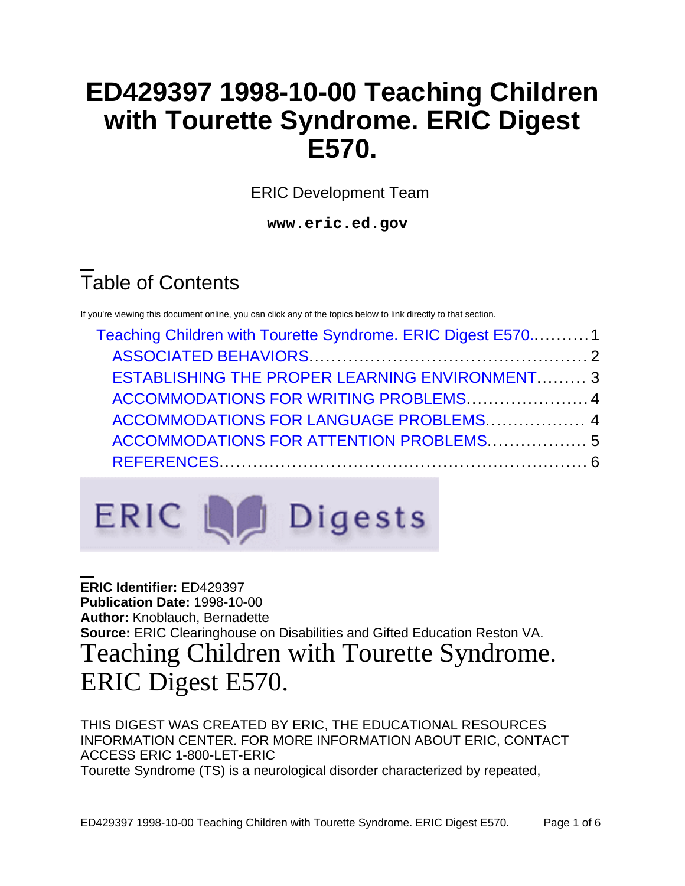# ED429397 1998-10-00 Teaching Children with Tourette Syndrome. ERIC Digest E570.

ERIC Development Team

**www.eric.ed.gov**

## Table of Contents

If you're viewing this document online, you can click any of the topics below to link directly to that section.

- Teaching Children with Tourette Syndrome. ERIC Digest E570.......... 1
  - ASSOCIATED BEHAVIORS................................................ 2
  - ESTABLISHING THE PROPER LEARNING ENVIRONMENT......... 3
  - ACCOMMODATIONS FOR WRITING PROBLEMS..................... 4
  - ACCOMMODATIONS FOR LANGUAGE PROBLEMS................. 4
  - ACCOMMODATIONS FOR ATTENTION PROBLEMS................. 5
  - REFERENCES................................................................ 6

ERIC Digests

**ERIC Identifier:** ED429397
**Publication Date:** 1998-10-00
**Author:** Knoblauch, Bernadette
**Source:** ERIC Clearinghouse on Disabilities and Gifted Education Reston VA.

# Teaching Children with Tourette Syndrome. ERIC Digest E570.

THIS DIGEST WAS CREATED BY ERIC, THE EDUCATIONAL RESOURCES INFORMATION CENTER. FOR MORE INFORMATION ABOUT ERIC, CONTACT ACCESS ERIC 1-800-LET-ERIC

Tourette Syndrome (TS) is a neurological disorder characterized by repeated,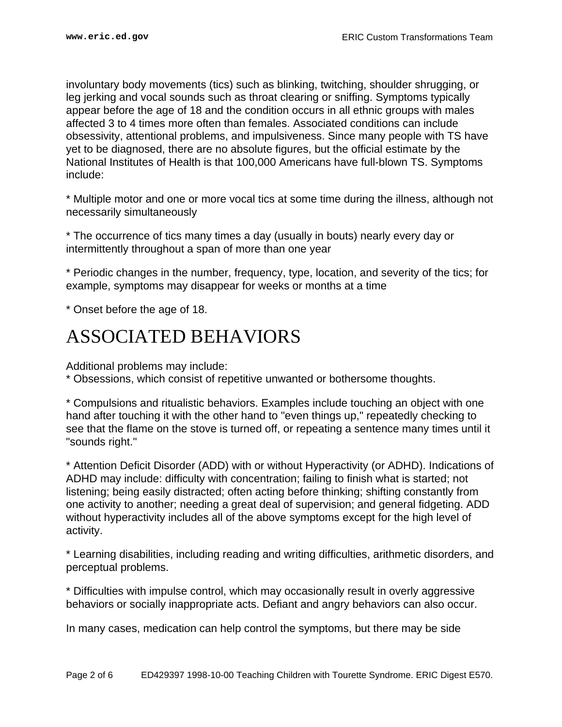involuntary body movements (tics) such as blinking, twitching, shoulder shrugging, or leg jerking and vocal sounds such as throat clearing or sniffing. Symptoms typically appear before the age of 18 and the condition occurs in all ethnic groups with males affected 3 to 4 times more often than females. Associated conditions can include obsessivity, attentional problems, and impulsiveness. Since many people with TS have yet to be diagnosed, there are no absolute figures, but the official estimate by the National Institutes of Health is that 100,000 Americans have full-blown TS. Symptoms include:

* Multiple motor and one or more vocal tics at some time during the illness, although not necessarily simultaneously

* The occurrence of tics many times a day (usually in bouts) nearly every day or intermittently throughout a span of more than one year

* Periodic changes in the number, frequency, type, location, and severity of the tics; for example, symptoms may disappear for weeks or months at a time

* Onset before the age of 18.

# ASSOCIATED BEHAVIORS

Additional problems may include:

* Obsessions, which consist of repetitive unwanted or bothersome thoughts.

* Compulsions and ritualistic behaviors. Examples include touching an object with one hand after touching it with the other hand to "even things up," repeatedly checking to see that the flame on the stove is turned off, or repeating a sentence many times until it "sounds right."

* Attention Deficit Disorder (ADD) with or without Hyperactivity (or ADHD). Indications of ADHD may include: difficulty with concentration; failing to finish what is started; not listening; being easily distracted; often acting before thinking; shifting constantly from one activity to another; needing a great deal of supervision; and general fidgeting. ADD without hyperactivity includes all of the above symptoms except for the high level of activity.

* Learning disabilities, including reading and writing difficulties, arithmetic disorders, and perceptual problems.

* Difficulties with impulse control, which may occasionally result in overly aggressive behaviors or socially inappropriate acts. Defiant and angry behaviors can also occur.

In many cases, medication can help control the symptoms, but there may be side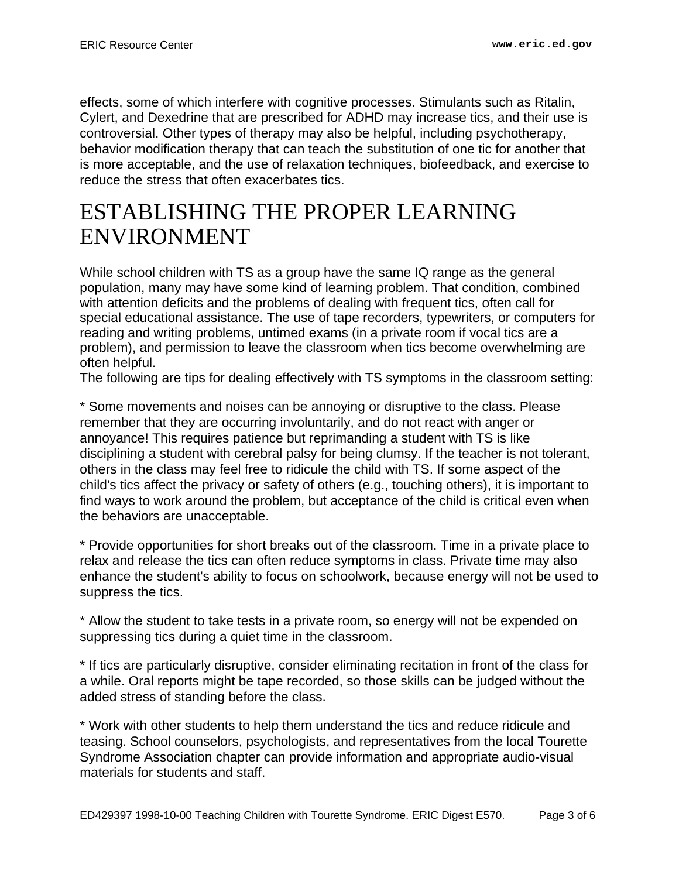effects, some of which interfere with cognitive processes. Stimulants such as Ritalin, Cylert, and Dexedrine that are prescribed for ADHD may increase tics, and their use is controversial. Other types of therapy may also be helpful, including psychotherapy, behavior modification therapy that can teach the substitution of one tic for another that is more acceptable, and the use of relaxation techniques, biofeedback, and exercise to reduce the stress that often exacerbates tics.

# ESTABLISHING THE PROPER LEARNING ENVIRONMENT

While school children with TS as a group have the same IQ range as the general population, many may have some kind of learning problem. That condition, combined with attention deficits and the problems of dealing with frequent tics, often call for special educational assistance. The use of tape recorders, typewriters, or computers for reading and writing problems, untimed exams (in a private room if vocal tics are a problem), and permission to leave the classroom when tics become overwhelming are often helpful.
The following are tips for dealing effectively with TS symptoms in the classroom setting:

* Some movements and noises can be annoying or disruptive to the class. Please remember that they are occurring involuntarily, and do not react with anger or annoyance! This requires patience but reprimanding a student with TS is like disciplining a student with cerebral palsy for being clumsy. If the teacher is not tolerant, others in the class may feel free to ridicule the child with TS. If some aspect of the child's tics affect the privacy or safety of others (e.g., touching others), it is important to find ways to work around the problem, but acceptance of the child is critical even when the behaviors are unacceptable.

* Provide opportunities for short breaks out of the classroom. Time in a private place to relax and release the tics can often reduce symptoms in class. Private time may also enhance the student's ability to focus on schoolwork, because energy will not be used to suppress the tics.

* Allow the student to take tests in a private room, so energy will not be expended on suppressing tics during a quiet time in the classroom.

* If tics are particularly disruptive, consider eliminating recitation in front of the class for a while. Oral reports might be tape recorded, so those skills can be judged without the added stress of standing before the class.

* Work with other students to help them understand the tics and reduce ridicule and teasing. School counselors, psychologists, and representatives from the local Tourette Syndrome Association chapter can provide information and appropriate audio-visual materials for students and staff.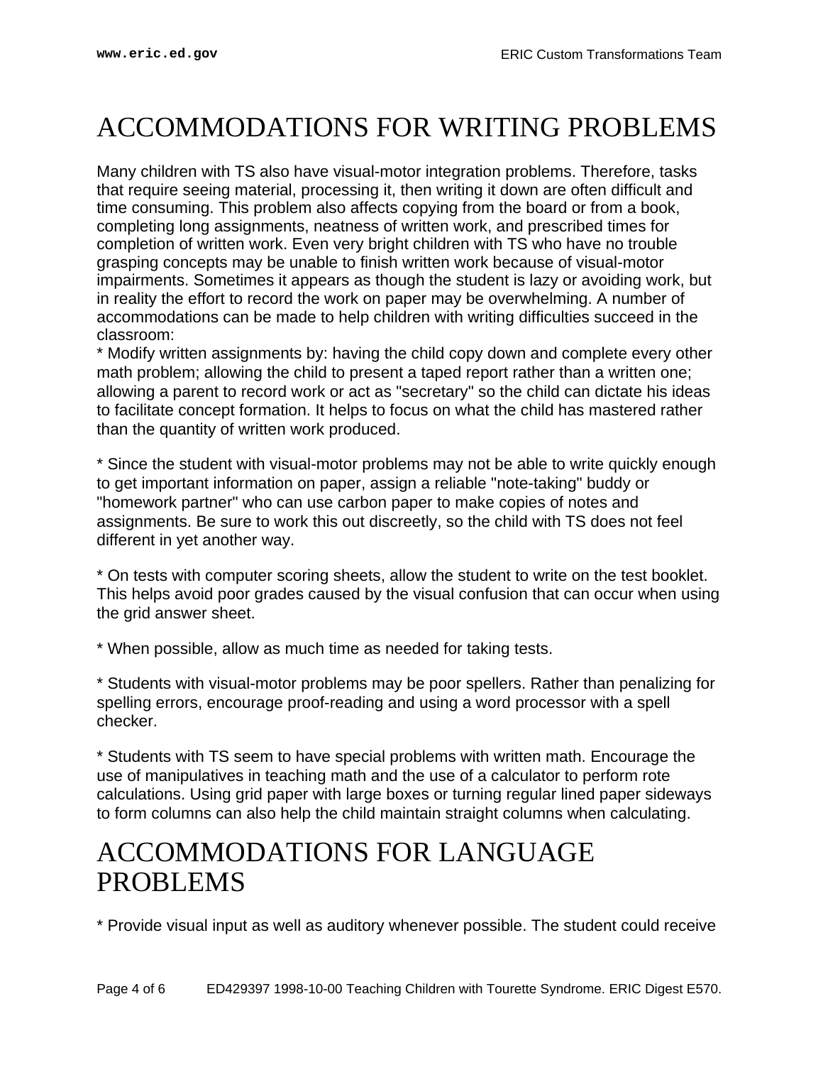# ACCOMMODATIONS FOR WRITING PROBLEMS

Many children with TS also have visual-motor integration problems. Therefore, tasks that require seeing material, processing it, then writing it down are often difficult and time consuming. This problem also affects copying from the board or from a book, completing long assignments, neatness of written work, and prescribed times for completion of written work. Even very bright children with TS who have no trouble grasping concepts may be unable to finish written work because of visual-motor impairments. Sometimes it appears as though the student is lazy or avoiding work, but in reality the effort to record the work on paper may be overwhelming. A number of accommodations can be made to help children with writing difficulties succeed in the classroom:

* Modify written assignments by: having the child copy down and complete every other math problem; allowing the child to present a taped report rather than a written one; allowing a parent to record work or act as "secretary" so the child can dictate his ideas to facilitate concept formation. It helps to focus on what the child has mastered rather than the quantity of written work produced.

* Since the student with visual-motor problems may not be able to write quickly enough to get important information on paper, assign a reliable "note-taking" buddy or "homework partner" who can use carbon paper to make copies of notes and assignments. Be sure to work this out discreetly, so the child with TS does not feel different in yet another way.

* On tests with computer scoring sheets, allow the student to write on the test booklet. This helps avoid poor grades caused by the visual confusion that can occur when using the grid answer sheet.

* When possible, allow as much time as needed for taking tests.

* Students with visual-motor problems may be poor spellers. Rather than penalizing for spelling errors, encourage proof-reading and using a word processor with a spell checker.

* Students with TS seem to have special problems with written math. Encourage the use of manipulatives in teaching math and the use of a calculator to perform rote calculations. Using grid paper with large boxes or turning regular lined paper sideways to form columns can also help the child maintain straight columns when calculating.

# ACCOMMODATIONS FOR LANGUAGE PROBLEMS

* Provide visual input as well as auditory whenever possible. The student could receive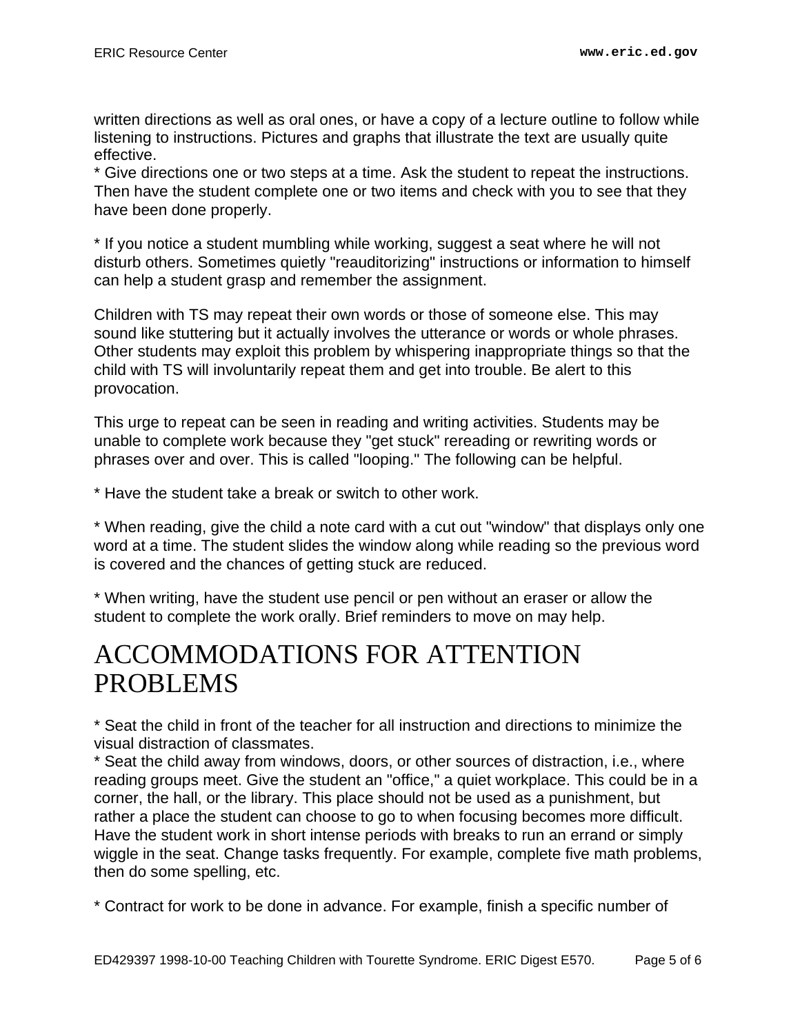written directions as well as oral ones, or have a copy of a lecture outline to follow while listening to instructions. Pictures and graphs that illustrate the text are usually quite effective.

* Give directions one or two steps at a time. Ask the student to repeat the instructions. Then have the student complete one or two items and check with you to see that they have been done properly.

* If you notice a student mumbling while working, suggest a seat where he will not disturb others. Sometimes quietly "reauditorizing" instructions or information to himself can help a student grasp and remember the assignment.

Children with TS may repeat their own words or those of someone else. This may sound like stuttering but it actually involves the utterance or words or whole phrases. Other students may exploit this problem by whispering inappropriate things so that the child with TS will involuntarily repeat them and get into trouble. Be alert to this provocation.

This urge to repeat can be seen in reading and writing activities. Students may be unable to complete work because they "get stuck" rereading or rewriting words or phrases over and over. This is called "looping." The following can be helpful.

* Have the student take a break or switch to other work.

* When reading, give the child a note card with a cut out "window" that displays only one word at a time. The student slides the window along while reading so the previous word is covered and the chances of getting stuck are reduced.

* When writing, have the student use pencil or pen without an eraser or allow the student to complete the work orally. Brief reminders to move on may help.

# ACCOMMODATIONS FOR ATTENTION PROBLEMS

* Seat the child in front of the teacher for all instruction and directions to minimize the visual distraction of classmates.

* Seat the child away from windows, doors, or other sources of distraction, i.e., where reading groups meet. Give the student an "office," a quiet workplace. This could be in a corner, the hall, or the library. This place should not be used as a punishment, but rather a place the student can choose to go to when focusing becomes more difficult. Have the student work in short intense periods with breaks to run an errand or simply wiggle in the seat. Change tasks frequently. For example, complete five math problems, then do some spelling, etc.

* Contract for work to be done in advance. For example, finish a specific number of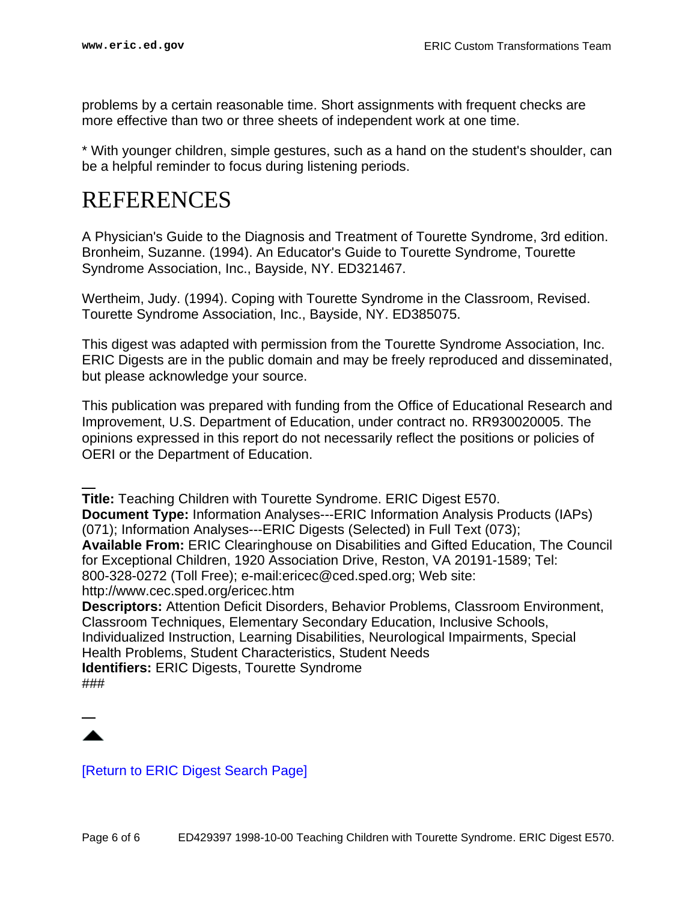problems by a certain reasonable time. Short assignments with frequent checks are more effective than two or three sheets of independent work at one time.

* With younger children, simple gestures, such as a hand on the student's shoulder, can be a helpful reminder to focus during listening periods.

# REFERENCES

A Physician's Guide to the Diagnosis and Treatment of Tourette Syndrome, 3rd edition. Bronheim, Suzanne. (1994). An Educator's Guide to Tourette Syndrome, Tourette Syndrome Association, Inc., Bayside, NY. ED321467.

Wertheim, Judy. (1994). Coping with Tourette Syndrome in the Classroom, Revised. Tourette Syndrome Association, Inc., Bayside, NY. ED385075.

This digest was adapted with permission from the Tourette Syndrome Association, Inc. ERIC Digests are in the public domain and may be freely reproduced and disseminated, but please acknowledge your source.

This publication was prepared with funding from the Office of Educational Research and Improvement, U.S. Department of Education, under contract no. RR930020005. The opinions expressed in this report do not necessarily reflect the positions or policies of OERI or the Department of Education.

---

**Title:** Teaching Children with Tourette Syndrome. ERIC Digest E570.
**Document Type:** Information Analyses---ERIC Information Analysis Products (IAPs) (071); Information Analyses---ERIC Digests (Selected) in Full Text (073);
**Available From:** ERIC Clearinghouse on Disabilities and Gifted Education, The Council for Exceptional Children, 1920 Association Drive, Reston, VA 20191-1589; Tel: 800-328-0272 (Toll Free); e-mail:ericec@ced.sped.org; Web site: http://www.cec.sped.org/ericec.htm
**Descriptors:** Attention Deficit Disorders, Behavior Problems, Classroom Environment, Classroom Techniques, Elementary Secondary Education, Inclusive Schools, Individualized Instruction, Learning Disabilities, Neurological Impairments, Special Health Problems, Student Characteristics, Student Needs
**Identifiers:** ERIC Digests, Tourette Syndrome
###

---

[Return to ERIC Digest Search Page]